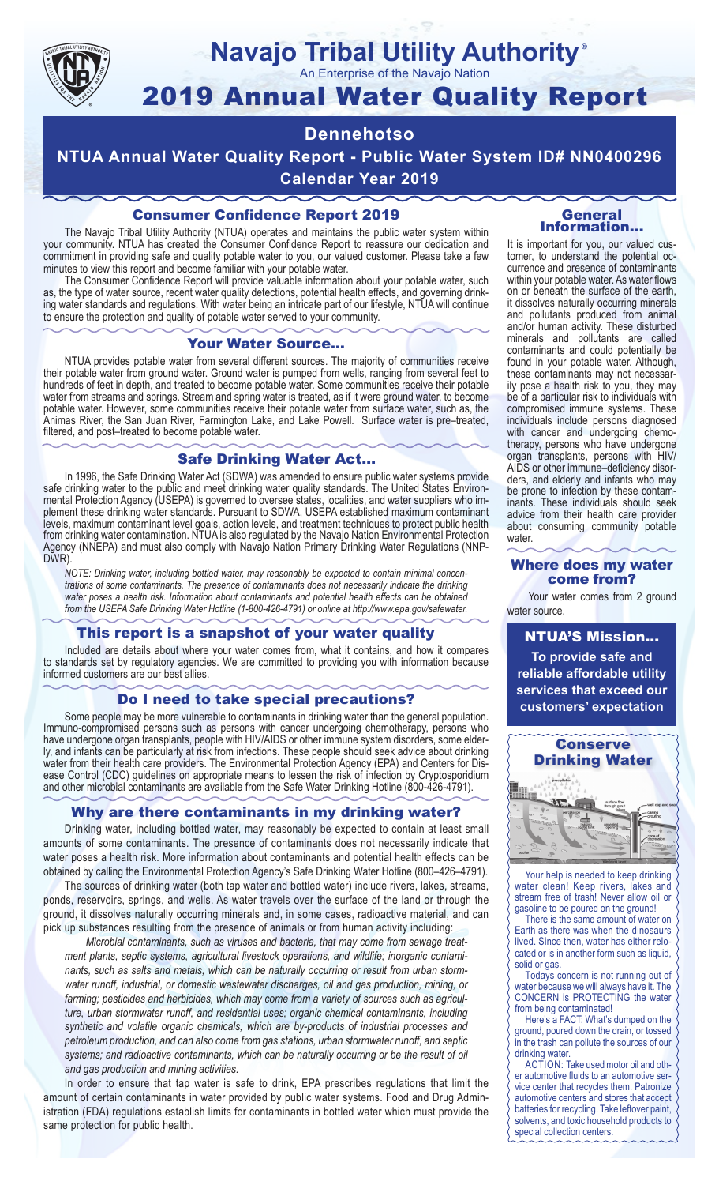# Navajo Tribal Utility Authority®

An Enterprise of the Navajo Nation

# 2019 Annual Water Quality Report

## Dennehotso

## NTUA Annual Water Quality Report - Public Water System ID# NN0400296

## Calendar Year 2019

### Consumer Confidence Report 2019

The Navajo Tribal Utility Authority (NTUA) operates and maintains the public water system within your community. NTUA has created the Consumer Confidence Report to reassure our dedication and commitment in providing safe and quality potable water to you, our valued customer. Please take a few minutes to view this report and become familiar with your potable water.

The Consumer Confidence Report will provide valuable information about your potable water, such as, the type of water source, recent water quality detections, potential health effects, and governing drinking water standards and regulations. With water being an intricate part of our lifestyle, NTUA will continue to ensure the protection and quality of potable water served to your community.

### Your Water Source…

NTUA provides potable water from several different sources. The majority of communities receive their potable water from ground water. Ground water is pumped from wells, ranging from several feet to hundreds of feet in depth, and treated to become potable water. Some communities receive their potable water from streams and springs. Stream and spring water is treated, as if it were ground water, to become potable water. However, some communities receive their potable water from surface water, such as, the Animas River, the San Juan River, Farmington Lake, and Lake Powell. Surface water is pre–treated, filtered, and post–treated to become potable water.

### Safe Drinking Water Act…

In 1996, the Safe Drinking Water Act (SDWA) was amended to ensure public water systems provide safe drinking water to the public and meet drinking water quality standards. The United States Environmental Protection Agency (USEPA) is governed to oversee states, localities, and water suppliers who implement these drinking water standards. Pursuant to SDWA, USEPA established maximum contaminant levels, maximum contaminant level goals, action levels, and treatment techniques to protect public health from drinking water contamination. NTUA is also regulated by the Navajo Nation Environmental Protection Agency (NNEPA) and must also comply with Navajo Nation Primary Drinking Water Regulations (NNPDWR).

*NOTE: Drinking water, including bottled water, may reasonably be expected to contain minimal concentrations of some contaminants. The presence of contaminants does not necessarily indicate the drinking water poses a health risk. Information about contaminants and potential health effects can be obtained from the USEPA Safe Drinking Water Hotline (1-800-426-4791) or online at http://www.epa.gov/safewater.*

### This report is a snapshot of your water quality

Included are details about where your water comes from, what it contains, and how it compares to standards set by regulatory agencies. We are committed to providing you with information because informed customers are our best allies.

### Do I need to take special precautions?

Some people may be more vulnerable to contaminants in drinking water than the general population. Immuno-compromised persons such as persons with cancer undergoing chemotherapy, persons who have undergone organ transplants, people with HIV/AIDS or other immune system disorders, some elderly, and infants can be particularly at risk from infections. These people should seek advice about drinking water from their health care providers. The Environmental Protection Agency (EPA) and Centers for Disease Control (CDC) guidelines on appropriate means to lessen the risk of infection by Cryptosporidium and other other microbial contaminants are available from the Safe Water Drinking Hotline (800-426-4791).

### Why are there contaminants in my drinking water?

Drinking water, including bottled water, may reasonably be expected to contain at least small amounts of some contaminants. The presence of contaminants does not necessarily indicate that water poses a health risk. More information about contaminants and potential health effects can be obtained by calling the Environmental Protection Agency's Safe Drinking Water Hotline (800–426–4791).

The sources of drinking water (both tap water and bottled water) include rivers, lakes, streams, ponds, reservoirs, springs, and wells. As water travels over the surface of the land or through the ground, it dissolves naturally occurring minerals and, in some cases, radioactive material, and can pick up substances resulting from the presence of animals or from human activity including:

*Microbial contaminants, such as viruses and bacteria, that may come from sewage treatment plants, septic systems, agricultural livestock operations, and wildlife; inorganic contaminants, such as salts and metals, which can be naturally occurring or result from urban stormwater runoff, industrial, or domestic wastewater discharges, oil and gas production, mining, or farming; pesticides and herbicides, which may come from a variety of sources such as agriculture, urban stormwater runoff, and residential uses; organic chemical contaminants, including synthetic and volatile organic chemicals, which are by-products of industrial processes and petroleum production, and can also come from gas stations, urban stormwater runoff, and septic systems; and radioactive contaminants, which can be naturally occurring or be the result of oil and gas production and mining activities.*

In order to ensure that tap water is safe to drink, EPA prescribes regulations that limit the amount of certain contaminants in water provided by public water systems. Food and Drug Administration (FDA) regulations establish limits for contaminants in bottled water which must provide the same protection for public health.

### General Information…

It is important for you, our valued customer, to understand the potential occurrence and presence of contaminants within your potable water. As water flows on or beneath the surface of the earth, it dissolves naturally occurring minerals and pollutants produced from animal and/or human activity. These disturbed minerals and pollutants are called contaminants and could potentially be found in your potable water. Although, these contaminants may not necessarily pose a health risk to you, they may be of a particular risk to individuals with compromised immune systems. These individuals include persons diagnosed with cancer and undergoing chemotherapy, persons who have undergone organ transplants, persons with HIV/AIDS or other immune–deficiency disorders, and elderly and infants who may be prone to infection by these contaminants. These individuals should seek advice from their health care provider about consuming community potable water.

### Where does my water come from?

Your water comes from 2 ground water source.

### NTUA'S Mission…

**To provide safe and reliable affordable utility services that exceed our customers' expectation**

### Conserve Drinking Water

Your help is needed to keep drinking water clean! Keep rivers, lakes and stream free of trash! Never allow oil or gasoline to be poured on the ground!

There is the same amount of water on Earth as there was when the dinosaurs lived. Since then, water has either relocated or is in another form such as liquid, solid or gas.

Todays concern is not running out of water because we will always have it. The CONCERN is PROTECTING the water from being contaminated!

Here's a FACT: What's dumped on the ground, poured down the drain, or tossed in the trash can pollute the sources of our drinking water.

ACTION: Take used motor oil and other automotive fluids to an automotive service center that recycles them. Patronize automotive centers and stores that accept batteries for recycling. Take leftover paint, solvents, and toxic household products to special collection centers.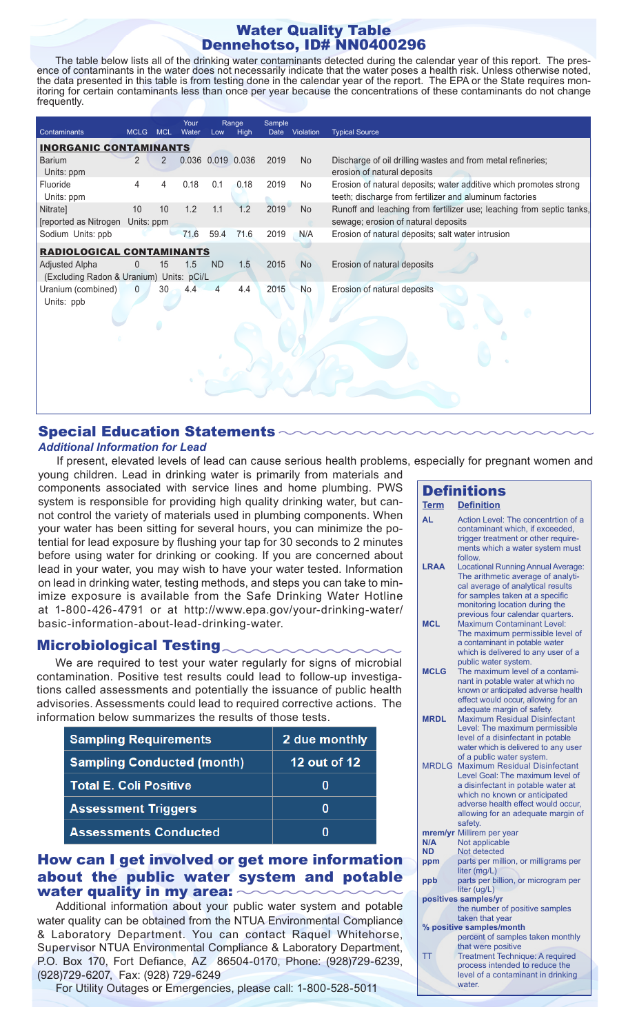# Water Quality Table
## Dennehotso, ID# NN0400296

The table below lists all of the drinking water contaminants detected during the calendar year of this report. The presence of contaminants in the water does not necessarily indicate that the water poses a health risk. Unless otherwise noted, the data presented in this table is from testing done in the calendar year of the report. The EPA or the State requires monitoring for certain contaminants less than once per year because the concentrations of these contaminants do not change frequently.

| Contaminants | MCLG | MCL | Your Water | Range Low | Range High | Sample Date | Violation | Typical Source |
|---|---|---|---|---|---|---|---|---|
| **INORGANIC CONTAMINANTS** | | | | | | | | |
| Barium Units: ppm | 2 | 2 | 0.036 | 0.019 | 0.036 | 2019 | No | Discharge of oil drilling wastes and from metal refineries; erosion of natural deposits |
| Fluoride Units: ppm | 4 | 4 | 0.18 | 0.1 | 0.18 | 2019 | No | Erosion of natural deposits; water additive which promotes strong teeth; discharge from fertilizer and aluminum factories |
| Nitrate] [reported as Nitrogen Units: ppm | 10 | 10 | 1.2 | 1.1 | 1.2 | 2019 | No | Runoff and leaching from fertilizer use; leaching from septic tanks, sewage; erosion of natural deposits |
| Sodium Units: ppb | | | 71.6 | 59.4 | 71.6 | 2019 | N/A | Erosion of natural deposits; salt water intrusion |
| **RADIOLOGICAL CONTAMINANTS** | | | | | | | | |
| Adjusted Alpha (Excluding Radon & Uranium) Units: pCi/L | 0 | 15 | 1.5 | ND | 1.5 | 2015 | No | Erosion of natural deposits |
| Uranium (combined) Units: ppb | 0 | 30 | 4.4 | 4 | 4.4 | 2015 | No | Erosion of natural deposits |

## Special Education Statements

***Additional Information for Lead***

If present, elevated levels of lead can cause serious health problems, especially for pregnant women and young children. Lead in drinking water is primarily from materials and components associated with service lines and home plumbing. PWS system is responsible for providing high quality drinking water, but cannot control the variety of materials used in plumbing components. When your water has been sitting for several hours, you can minimize the potential for lead exposure by flushing your tap for 30 seconds to 2 minutes before using water for drinking or cooking. If you are concerned about lead in your water, you may wish to have your water tested. Information on lead in drinking water, testing methods, and steps you can take to minimize exposure is available from the Safe Drinking Water Hotline at 1-800-426-4791 or at http://www.epa.gov/your-drinking-water/basic-information-about-lead-drinking-water.

## Microbiological Testing

We are required to test your water regularly for signs of microbial contamination. Positive test results could lead to follow-up investigations called assessments and potentially the issuance of public health advisories. Assessments could lead to required corrective actions. The information below summarizes the results of those tests.

| | |
|---|---|
| Sampling Requirements | 2 due monthly |
| Sampling Conducted (month) | 12 out of 12 |
| Total E. Coli Positive | 0 |
| Assessment Triggers | 0 |
| Assessments Conducted | 0 |

## How can I get involved or get more information about the public water system and potable water quality in my area:

Additional information about your public water system and potable water quality can be obtained from the NTUA Environmental Compliance & Laboratory Department. You can contact Raquel Whitehorse, Supervisor NTUA Environmental Compliance & Laboratory Department, P.O. Box 170, Fort Defiance, AZ 86504-0170, Phone: (928)729-6239, (928)729-6207, Fax: (928) 729-6249

For Utility Outages or Emergencies, please call: 1-800-528-5011

## Definitions

| Term | Definition |
|---|---|
| AL | Action Level: The concentrtion of a contaminant which, if exceeded, trigger treatment or other requirements which a water system must follow. |
| LRAA | Locational Running Annual Average: The arithmetic average of analytical results for samples taken at a specific monitoring location during the previous four calendar quarters. |
| MCL | Maximum Contaminant Level: The maximum permissible level of a contaminant in potable water which is delivered to any user of a public water system. |
| MCLG | The maximum level of a contaminant in potable water at which no known or anticipated adverse health effect would occur, allowing for an adequate margin of safety. |
| MRDL | Maximum Residual Disinfectant Level: The maximum permissible level of a disinfectant in potable water which is delivered to any user of a public water system. |
| MRDLG | Maximum Residual Disinfectant Level Goal: The maximum level of a disinfectant in potable water at which no known or anticipated adverse health effect would occur, allowing for an adequate margin of safety. |
| mrem/yr | Millirem per year |
| N/A | Not applicable |
| ND | Not detected |
| ppm | parts per million, or milligrams per liter (mg/L) |
| ppb | parts per billion, or microgram per liter (ug/L) |
| positives samples/yr | the number of positive samples taken that year |
| % positive samples/month | percent of samples taken monthly that were positive |
| TT | Treatment Technique: A required process intended to reduce the level of a contaminant in drinking water. |